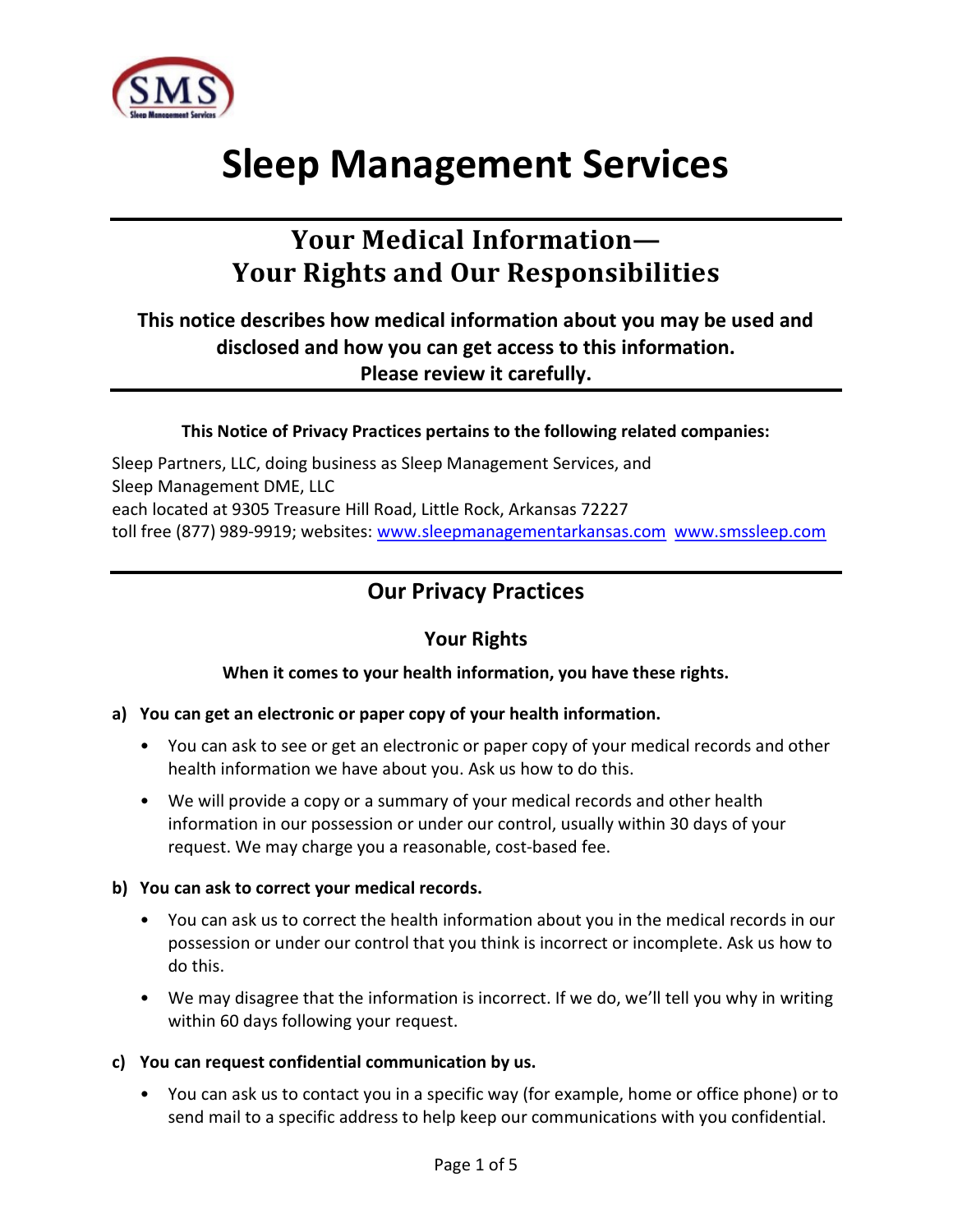# Sleep Management Services

## Your Medical Information— Your Rights and Our Responsibilities

**This notice describes how medical information about you may be used and disclosed and how you can get access to this information. Please review it carefully.**

**This Notice of Privacy Practices pertains to the following related companies:**

Sleep Partners, LLC, doing business as Sleep Management Services, and
Sleep Management DME, LLC
each located at 9305 Treasure Hill Road, Little Rock, Arkansas 72227
toll free (877) 989-9919; websites: www.sleepmanagementarkansas.com www.smssleep.com

## Our Privacy Practices

### Your Rights

**When it comes to your health information, you have these rights.**

**a) You can get an electronic or paper copy of your health information.**

- You can ask to see or get an electronic or paper copy of your medical records and other health information we have about you. Ask us how to do this.
- We will provide a copy or a summary of your medical records and other health information in our possession or under our control, usually within 30 days of your request. We may charge you a reasonable, cost-based fee.

**b) You can ask to correct your medical records.**

- You can ask us to correct the health information about you in the medical records in our possession or under our control that you think is incorrect or incomplete. Ask us how to do this.
- We may disagree that the information is incorrect. If we do, we'll tell you why in writing within 60 days following your request.

**c) You can request confidential communication by us.**

- You can ask us to contact you in a specific way (for example, home or office phone) or to send mail to a specific address to help keep our communications with you confidential.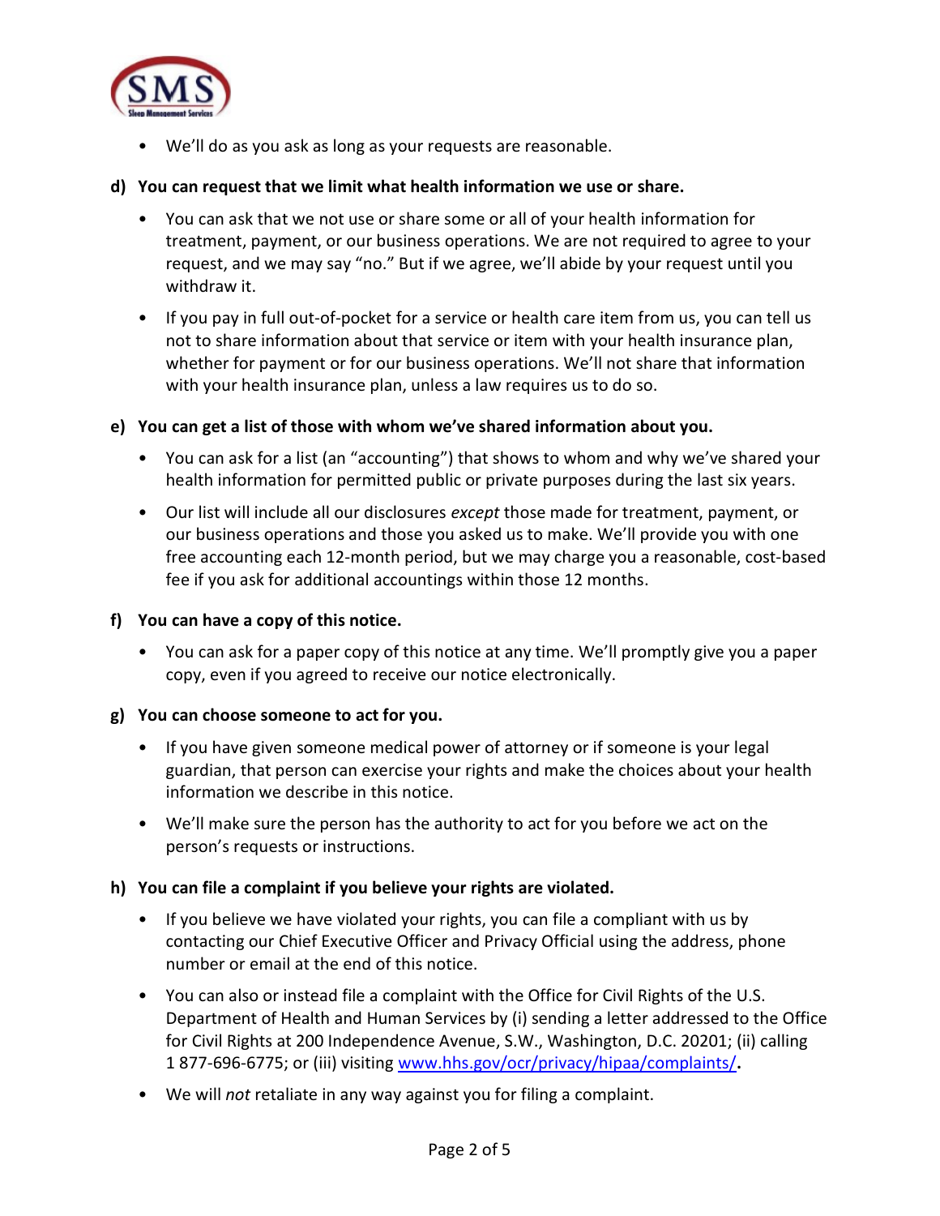- We'll do as you ask as long as your requests are reasonable.

**d) You can request that we limit what health information we use or share.**

- You can ask that we not use or share some or all of your health information for treatment, payment, or our business operations. We are not required to agree to your request, and we may say "no." But if we agree, we'll abide by your request until you withdraw it.
- If you pay in full out-of-pocket for a service or health care item from us, you can tell us not to share information about that service or item with your health insurance plan, whether for payment or for our business operations. We'll not share that information with your health insurance plan, unless a law requires us to do so.

**e) You can get a list of those with whom we've shared information about you.**

- You can ask for a list (an "accounting") that shows to whom and why we've shared your health information for permitted public or private purposes during the last six years.
- Our list will include all our disclosures *except* those made for treatment, payment, or our business operations and those you asked us to make. We'll provide you with one free accounting each 12-month period, but we may charge you a reasonable, cost-based fee if you ask for additional accountings within those 12 months.

**f) You can have a copy of this notice.**

- You can ask for a paper copy of this notice at any time. We'll promptly give you a paper copy, even if you agreed to receive our notice electronically.

**g) You can choose someone to act for you.**

- If you have given someone medical power of attorney or if someone is your legal guardian, that person can exercise your rights and make the choices about your health information we describe in this notice.
- We'll make sure the person has the authority to act for you before we act on the person's requests or instructions.

**h) You can file a complaint if you believe your rights are violated.**

- If you believe we have violated your rights, you can file a compliant with us by contacting our Chief Executive Officer and Privacy Official using the address, phone number or email at the end of this notice.
- You can also or instead file a complaint with the Office for Civil Rights of the U.S. Department of Health and Human Services by (i) sending a letter addressed to the Office for Civil Rights at 200 Independence Avenue, S.W., Washington, D.C. 20201; (ii) calling 1 877-696-6775; or (iii) visiting [www.hhs.gov/ocr/privacy/hipaa/complaints/](http://www.hhs.gov/ocr/privacy/hipaa/complaints/)**.**
- We will *not* retaliate in any way against you for filing a complaint.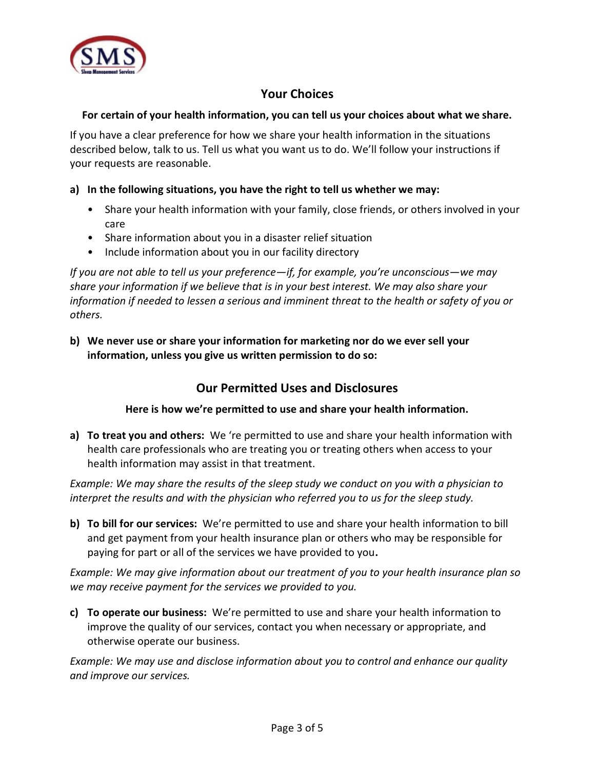## Your Choices

**For certain of your health information, you can tell us your choices about what we share.**

If you have a clear preference for how we share your health information in the situations described below, talk to us. Tell us what you want us to do. We'll follow your instructions if your requests are reasonable.

**a) In the following situations, you have the right to tell us whether we may:**

- Share your health information with your family, close friends, or others involved in your care
- Share information about you in a disaster relief situation
- Include information about you in our facility directory

*If you are not able to tell us your preference—if, for example, you're unconscious—we may share your information if we believe that is in your best interest. We may also share your information if needed to lessen a serious and imminent threat to the health or safety of you or others.*

**b) We never use or share your information for marketing nor do we ever sell your information, unless you give us written permission to do so:**

## Our Permitted Uses and Disclosures

**Here is how we're permitted to use and share your health information.**

**a) To treat you and others:** We 're permitted to use and share your health information with health care professionals who are treating you or treating others when access to your health information may assist in that treatment.

*Example: We may share the results of the sleep study we conduct on you with a physician to interpret the results and with the physician who referred you to us for the sleep study.*

**b) To bill for our services:** We're permitted to use and share your health information to bill and get payment from your health insurance plan or others who may be responsible for paying for part or all of the services we have provided to you**.**

*Example: We may give information about our treatment of you to your health insurance plan so we may receive payment for the services we provided to you.*

**c) To operate our business:** We're permitted to use and share your health information to improve the quality of our services, contact you when necessary or appropriate, and otherwise operate our business.

*Example: We may use and disclose information about you to control and enhance our quality and improve our services.*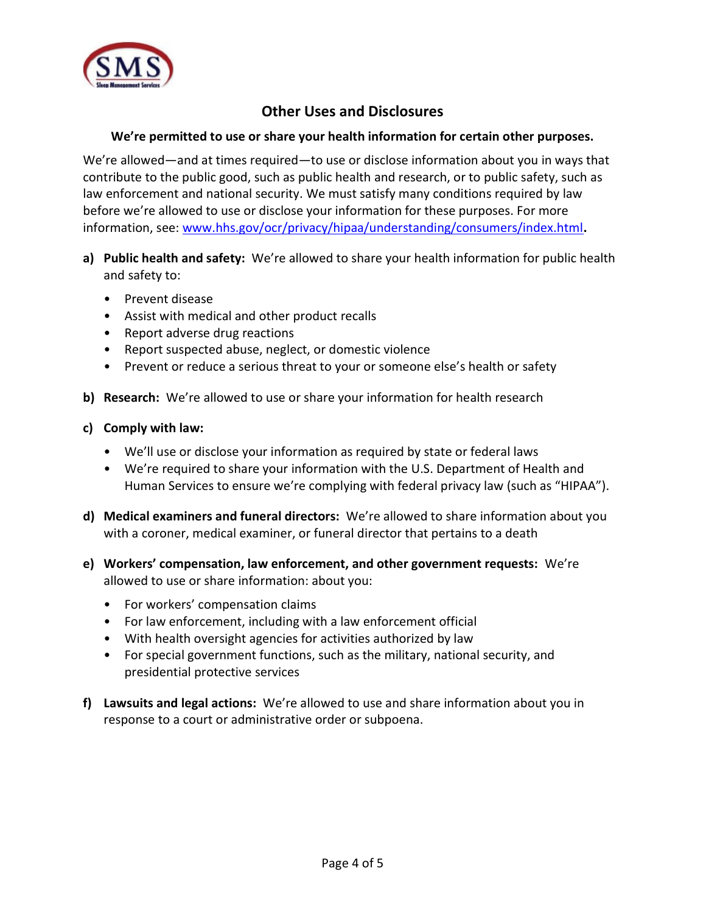## Other Uses and Disclosures

**We're permitted to use or share your health information for certain other purposes.**

We're allowed—and at times required—to use or disclose information about you in ways that contribute to the public good, such as public health and research, or to public safety, such as law enforcement and national security. We must satisfy many conditions required by law before we're allowed to use or disclose your information for these purposes. For more information, see: [www.hhs.gov/ocr/privacy/hipaa/understanding/consumers/index.html](http://www.hhs.gov/ocr/privacy/hipaa/understanding/consumers/index.html).

a) **Public health and safety:** We're allowed to share your health information for public health and safety to:
   - Prevent disease
   - Assist with medical and other product recalls
   - Report adverse drug reactions
   - Report suspected abuse, neglect, or domestic violence
   - Prevent or reduce a serious threat to your or someone else's health or safety

b) **Research:** We're allowed to use or share your information for health research

c) **Comply with law:**
   - We'll use or disclose your information as required by state or federal laws
   - We're required to share your information with the U.S. Department of Health and Human Services to ensure we're complying with federal privacy law (such as "HIPAA").

d) **Medical examiners and funeral directors:** We're allowed to share information about you with a coroner, medical examiner, or funeral director that pertains to a death

e) **Workers' compensation, law enforcement, and other government requests:** We're allowed to use or share information: about you:
   - For workers' compensation claims
   - For law enforcement, including with a law enforcement official
   - With health oversight agencies for activities authorized by law
   - For special government functions, such as the military, national security, and presidential protective services

f) **Lawsuits and legal actions:** We're allowed to use and share information about you in response to a court or administrative order or subpoena.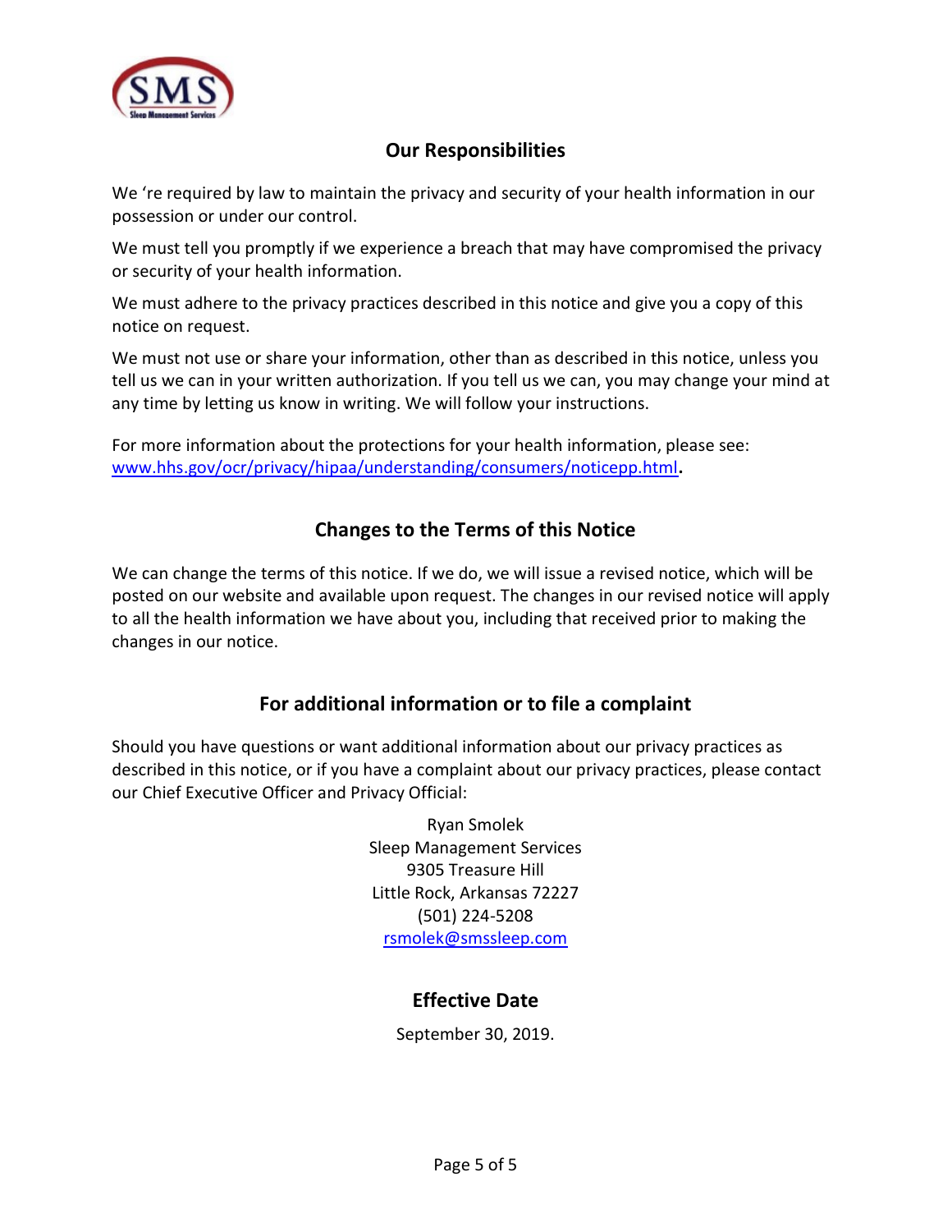## Our Responsibilities

We 're required by law to maintain the privacy and security of your health information in our possession or under our control.

We must tell you promptly if we experience a breach that may have compromised the privacy or security of your health information.

We must adhere to the privacy practices described in this notice and give you a copy of this notice on request.

We must not use or share your information, other than as described in this notice, unless you tell us we can in your written authorization. If you tell us we can, you may change your mind at any time by letting us know in writing. We will follow your instructions.

For more information about the protections for your health information, please see: www.hhs.gov/ocr/privacy/hipaa/understanding/consumers/noticepp.html**.**

## Changes to the Terms of this Notice

We can change the terms of this notice. If we do, we will issue a revised notice, which will be posted on our website and available upon request. The changes in our revised notice will apply to all the health information we have about you, including that received prior to making the changes in our notice.

## For additional information or to file a complaint

Should you have questions or want additional information about our privacy practices as described in this notice, or if you have a complaint about our privacy practices, please contact our Chief Executive Officer and Privacy Official:

Ryan Smolek
Sleep Management Services
9305 Treasure Hill
Little Rock, Arkansas 72227
(501) 224-5208
rsmolek@smssleep.com

## Effective Date

September 30, 2019.